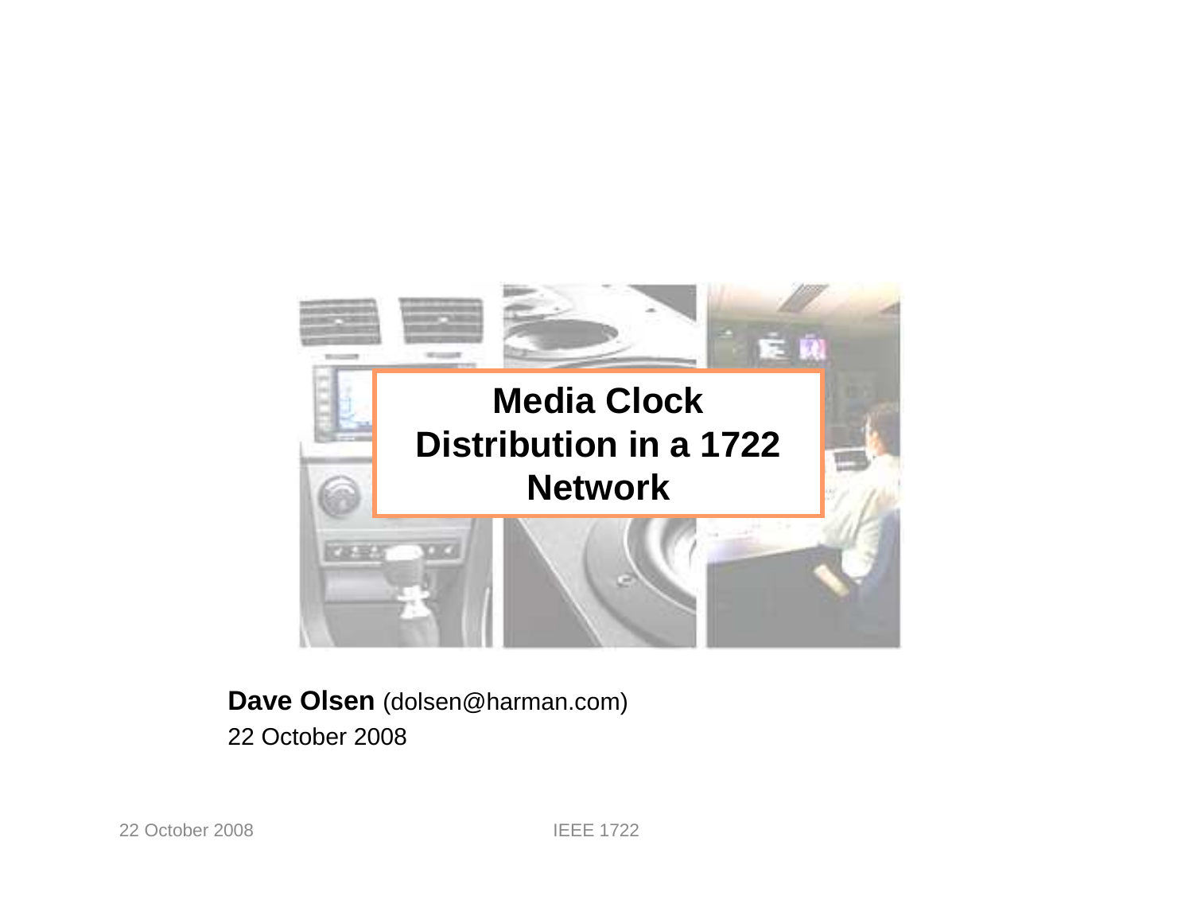# Media Clock Distribution in a 1722 Network

**Dave Olsen** (dolsen@harman.com)

22 October 2008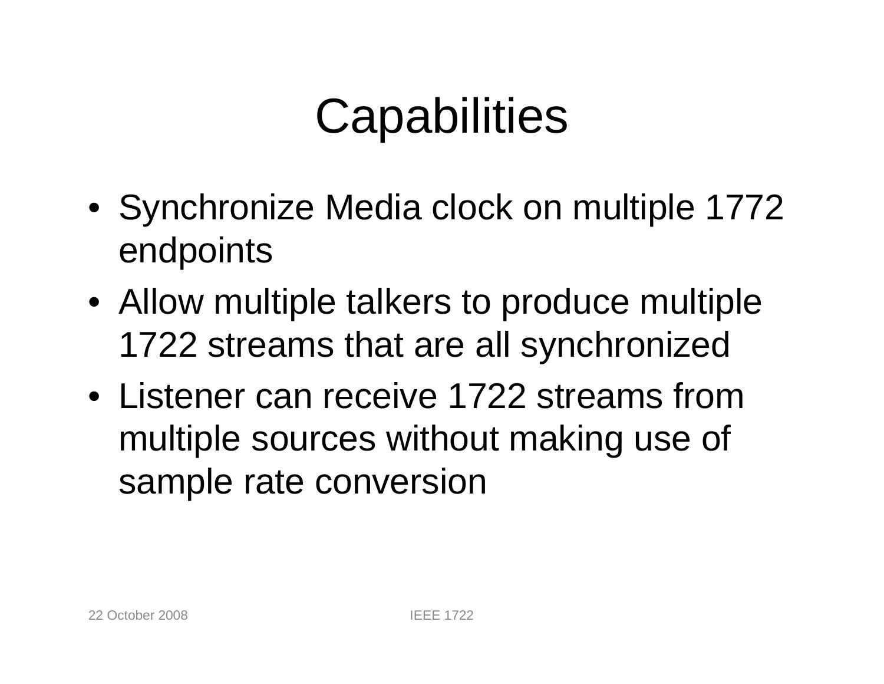# Capabilities

- Synchronize Media clock on multiple 1772 endpoints
- Allow multiple talkers to produce multiple 1722 streams that are all synchronized
- Listener can receive 1722 streams from multiple sources without making use of sample rate conversion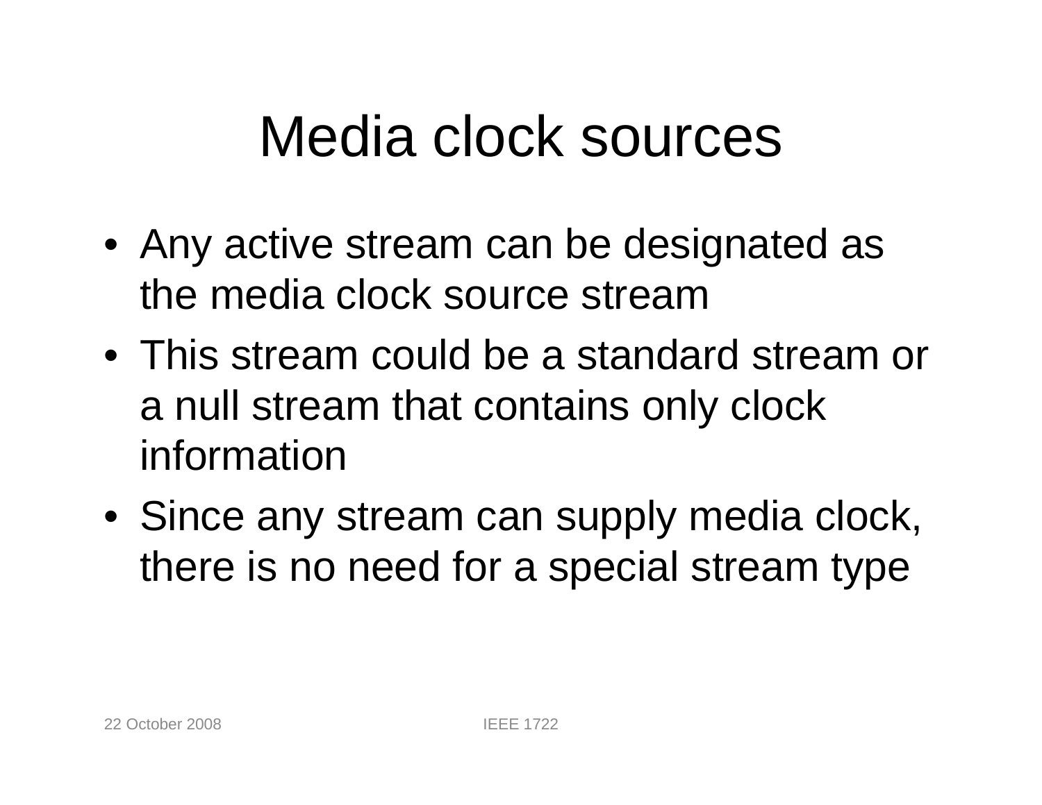# Media clock sources

- Any active stream can be designated as the media clock source stream
- This stream could be a standard stream or a null stream that contains only clock information
- Since any stream can supply media clock, there is no need for a special stream type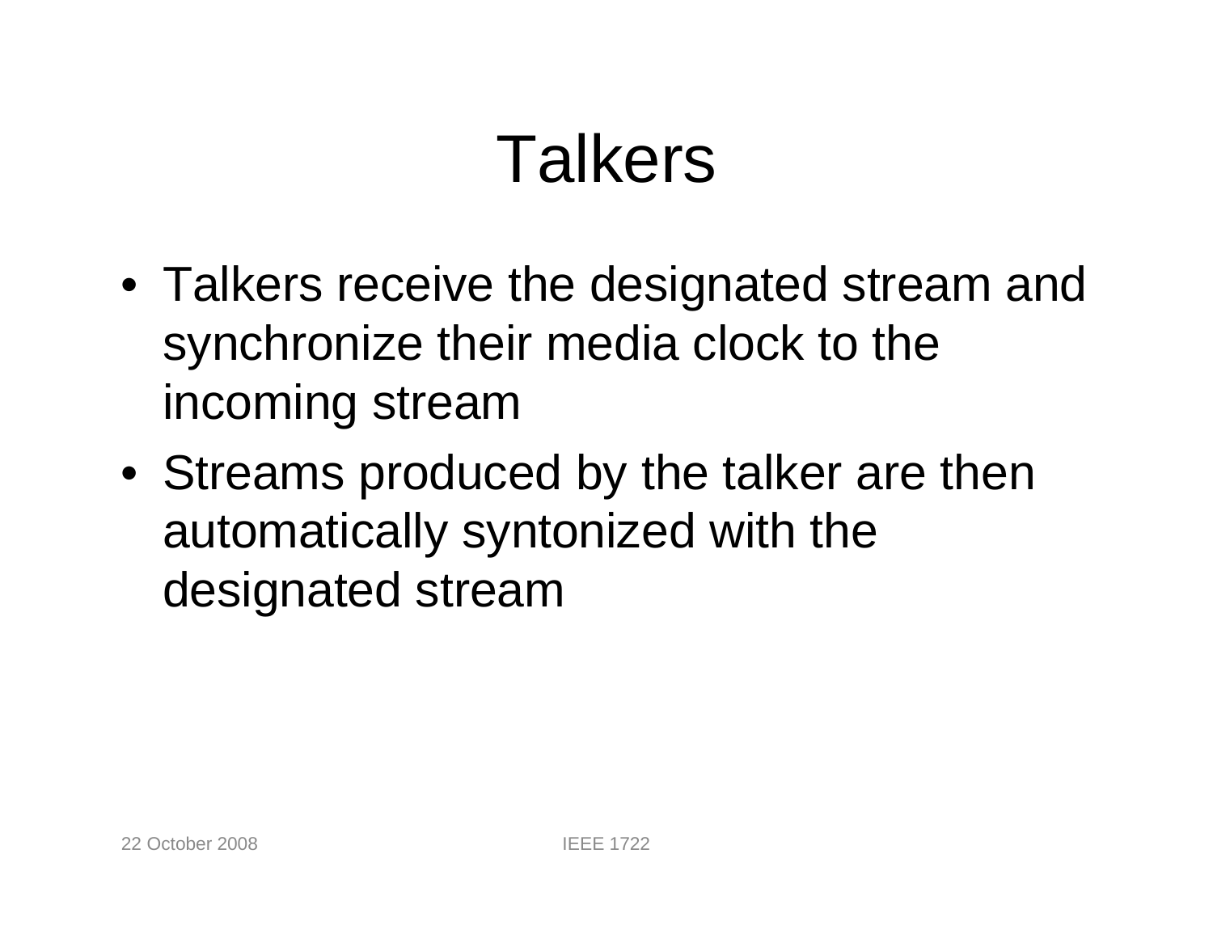# Talkers

- Talkers receive the designated stream and synchronize their media clock to the incoming stream
- Streams produced by the talker are then automatically syntonized with the designated stream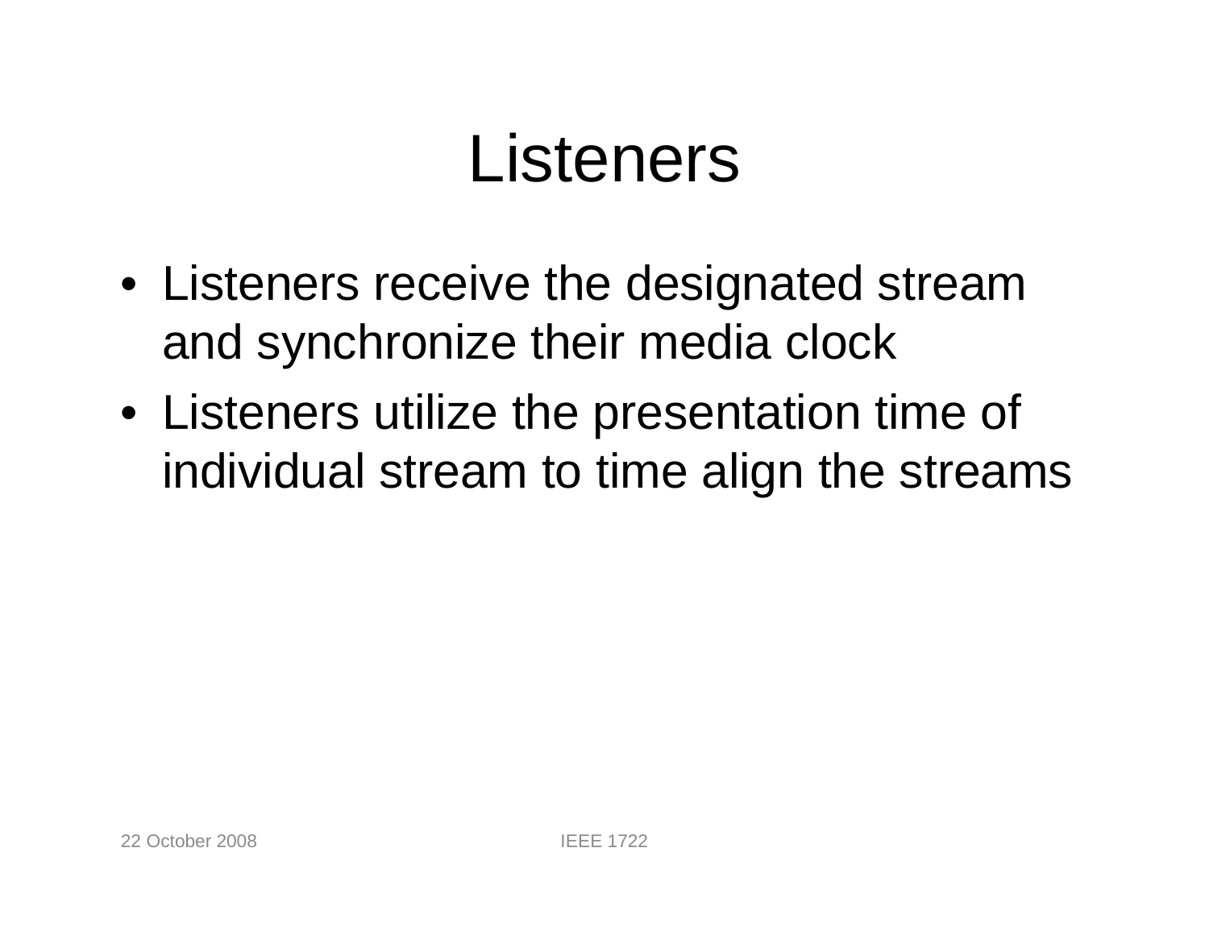# Listeners

- Listeners receive the designated stream and synchronize their media clock
- Listeners utilize the presentation time of individual stream to time align the streams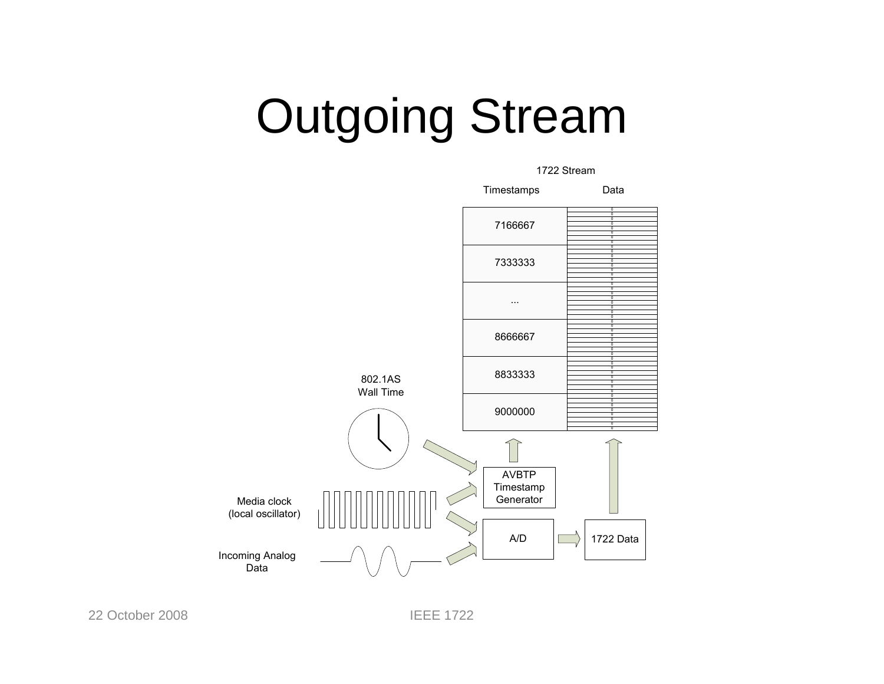# Outgoing Stream

1722 Stream

| Timestamps | Data |
| --- | --- |
| 7166667 | |
| 7333333 | |
| ... | |
| 8666667 | |
| 8833333 | |
| 9000000 | |

802.1AS Wall Time

Media clock (local oscillator)

Incoming Analog Data

AVBTP Timestamp Generator

A/D

1722 Data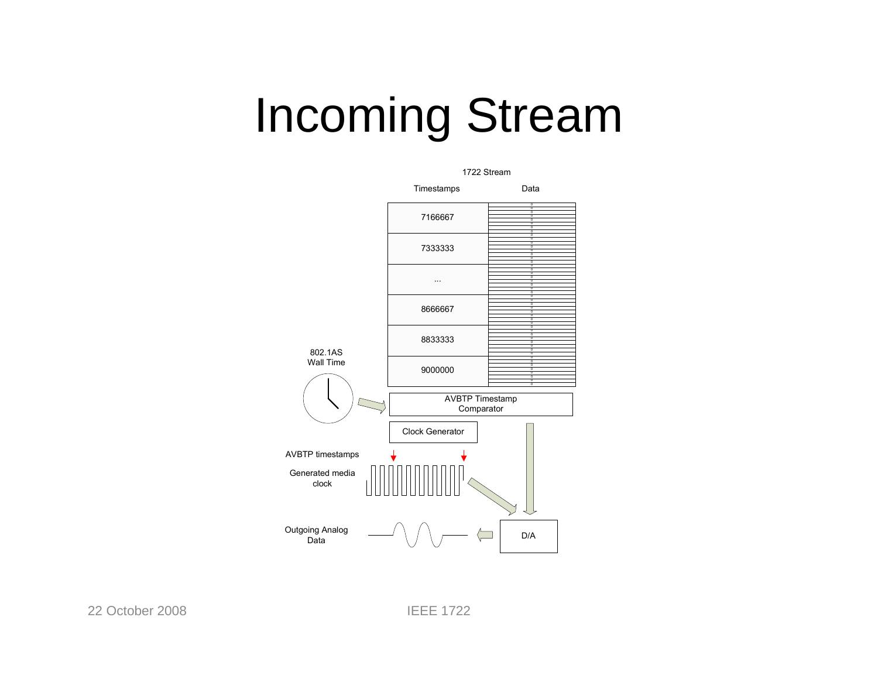# Incoming Stream

1722 Stream

| Timestamps | Data |
| --- | --- |
| 7166667 | |
| 7333333 | |
| ... | |
| 8666667 | |
| 8833333 | |
| 9000000 | |

802.1AS Wall Time

AVBTP Timestamp Comparator

Clock Generator

AVBTP timestamps

Generated media clock

Outgoing Analog Data

D/A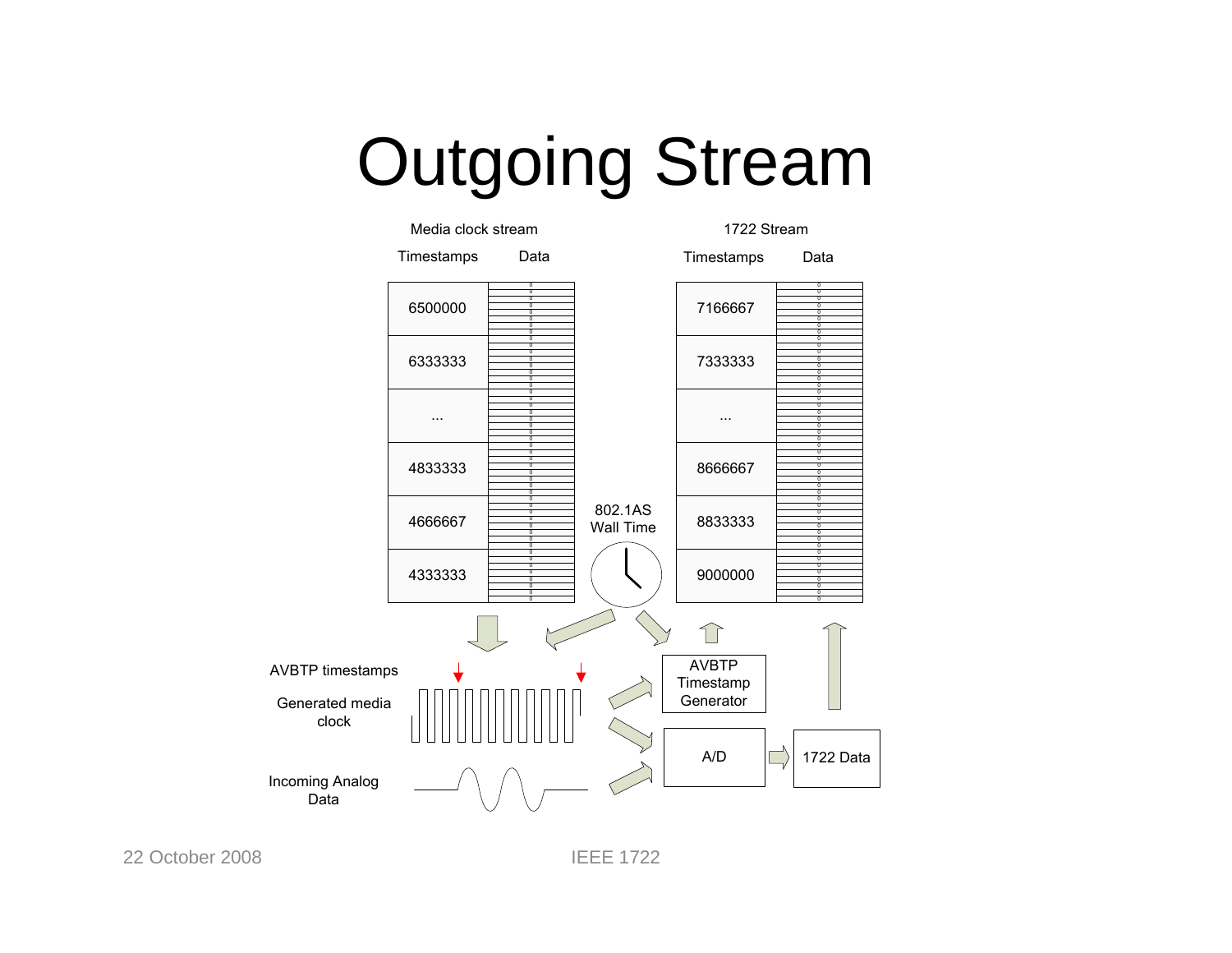# Outgoing Stream

Media clock stream

| Timestamps | Data |
|---|---|
| 6500000 | |
| 6333333 | |
| ... | |
| 4833333 | |
| 4666667 | |
| 4333333 | |

1722 Stream

| Timestamps | Data |
|---|---|
| 7166667 | |
| 7333333 | |
| ... | |
| 8666667 | |
| 8833333 | |
| 9000000 | |

802.1AS Wall Time

AVBTP timestamps

Generated media clock

Incoming Analog Data

AVBTP Timestamp Generator

A/D

1722 Data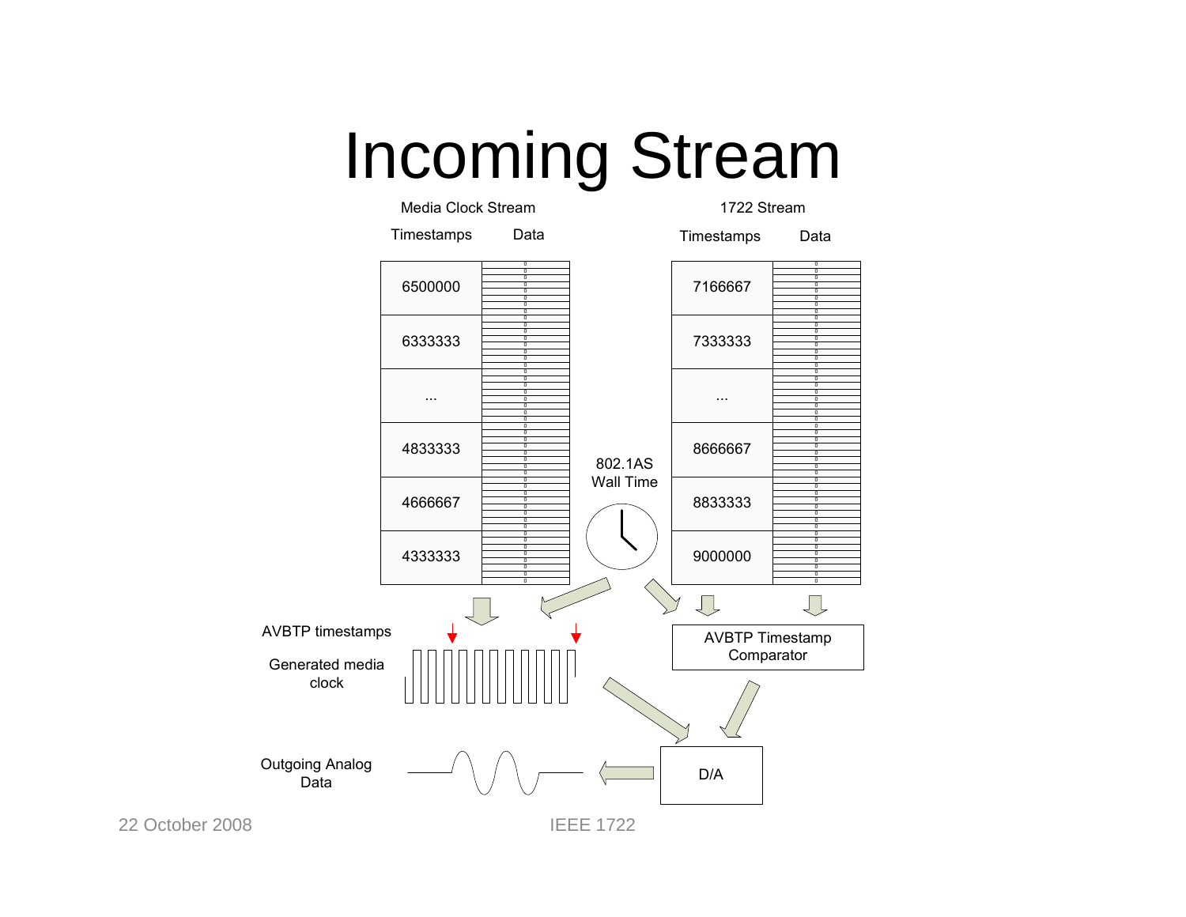# Incoming Stream

Media Clock Stream

| Timestamps | Data |
| --- | --- |
| 6500000 | |
| 6333333 | |
| ... | |
| 4833333 | |
| 4666667 | |
| 4333333 | |

1722 Stream

| Timestamps | Data |
| --- | --- |
| 7166667 | |
| 7333333 | |
| ... | |
| 8666667 | |
| 8833333 | |
| 9000000 | |

802.1AS Wall Time

AVBTP timestamps

Generated media clock

AVBTP Timestamp Comparator

Outgoing Analog Data

D/A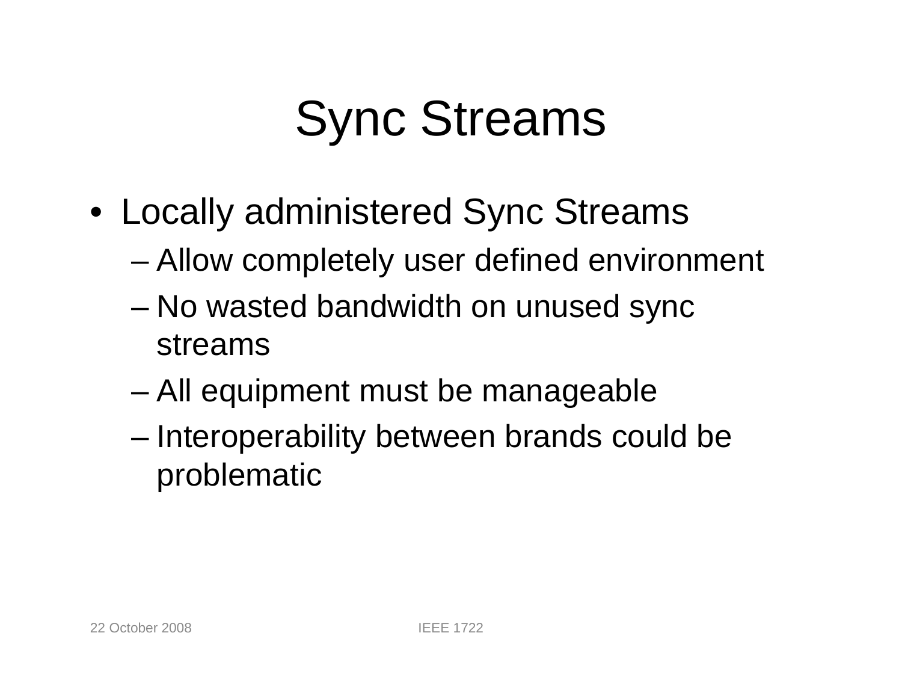# Sync Streams

- Locally administered Sync Streams
  - Allow completely user defined environment
  - No wasted bandwidth on unused sync streams
  - All equipment must be manageable
  - Interoperability between brands could be problematic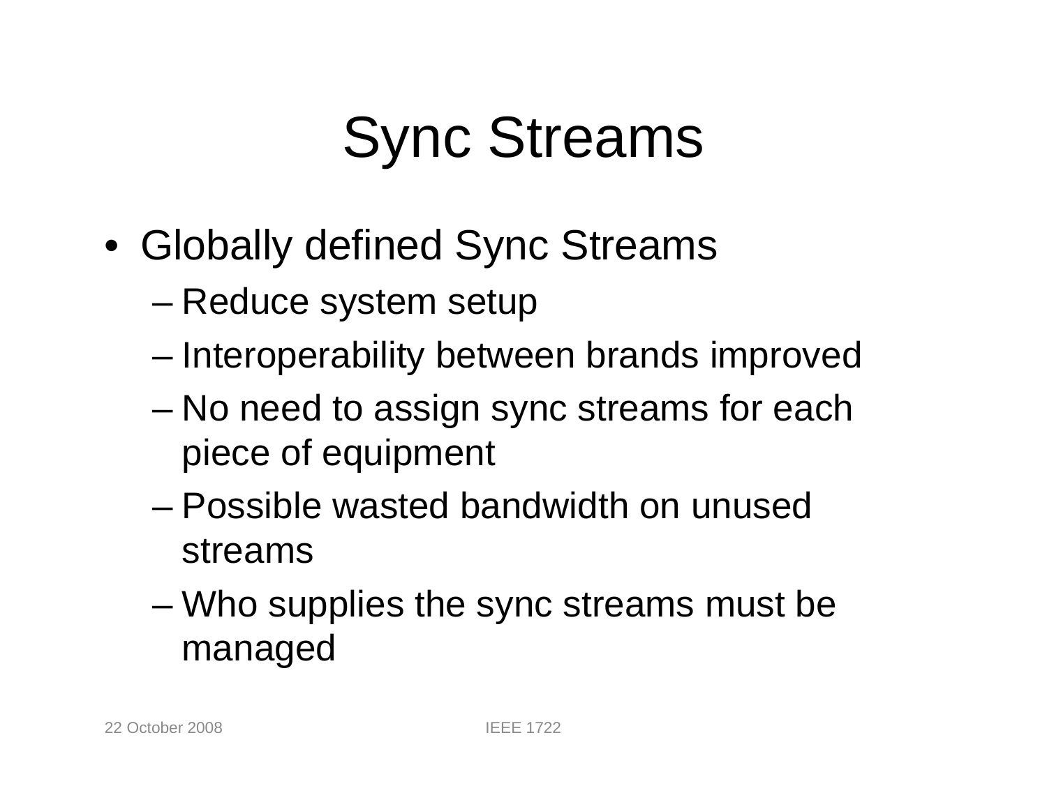# Sync Streams

- Globally defined Sync Streams
  - Reduce system setup
  - Interoperability between brands improved
  - No need to assign sync streams for each piece of equipment
  - Possible wasted bandwidth on unused streams
  - Who supplies the sync streams must be managed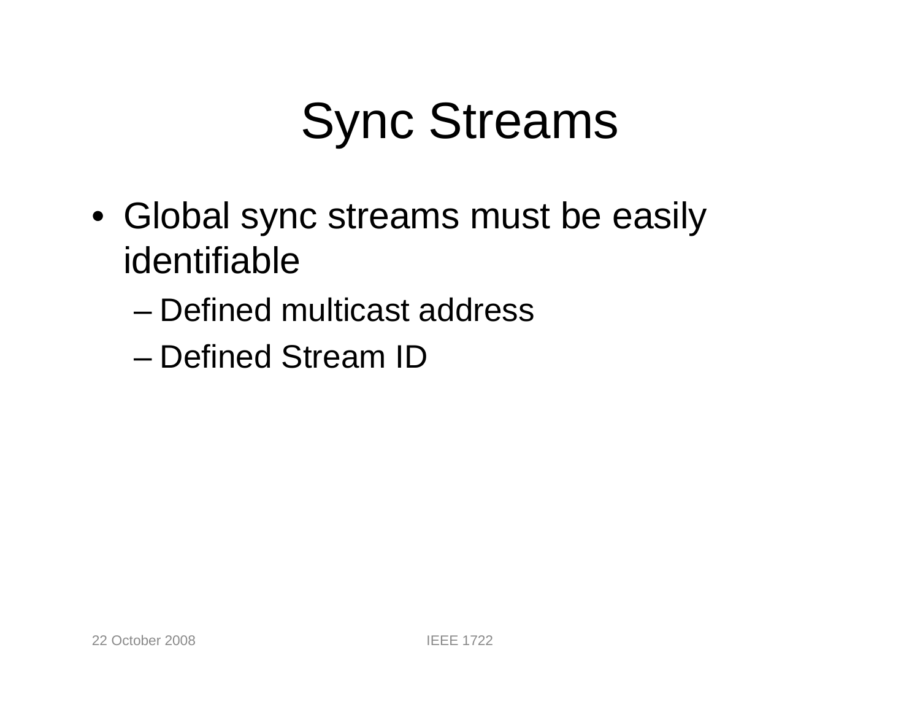# Sync Streams

- Global sync streams must be easily identifiable
  - Defined multicast address
  - Defined Stream ID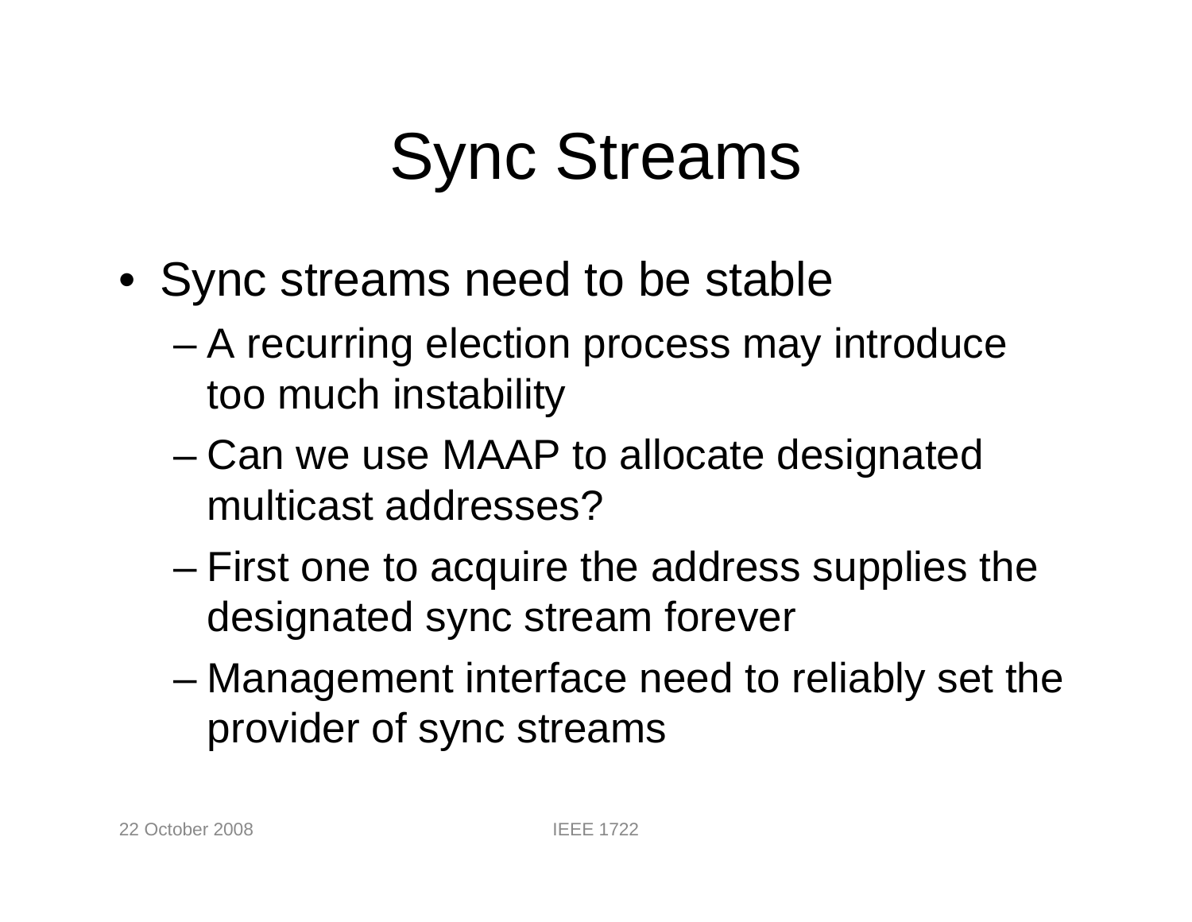# Sync Streams

- Sync streams need to be stable
  - A recurring election process may introduce too much instability
  - Can we use MAAP to allocate designated multicast addresses?
  - First one to acquire the address supplies the designated sync stream forever
  - Management interface need to reliably set the provider of sync streams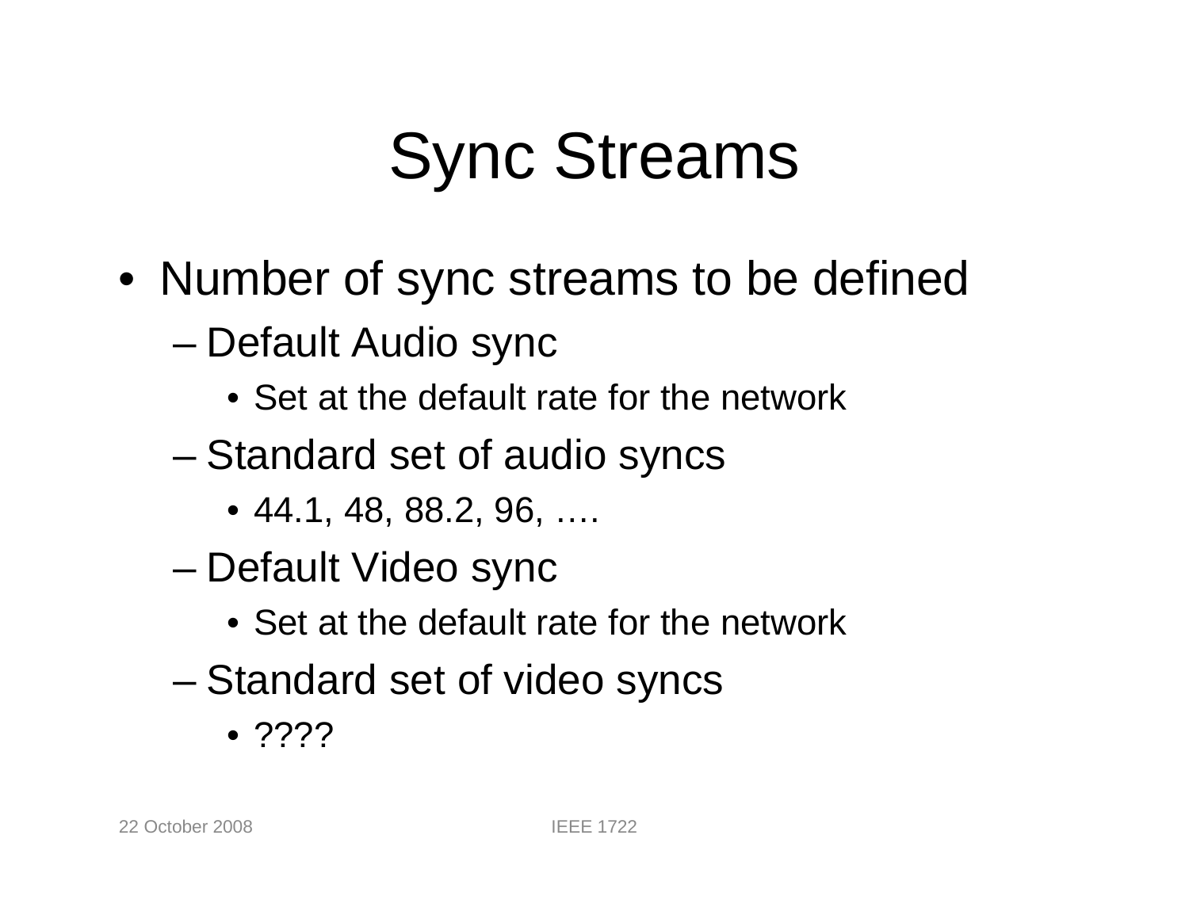# Sync Streams

- Number of sync streams to be defined
  - Default Audio sync
    - Set at the default rate for the network
  - Standard set of audio syncs
    - 44.1, 48, 88.2, 96, ….
  - Default Video sync
    - Set at the default rate for the network
  - Standard set of video syncs
    - ????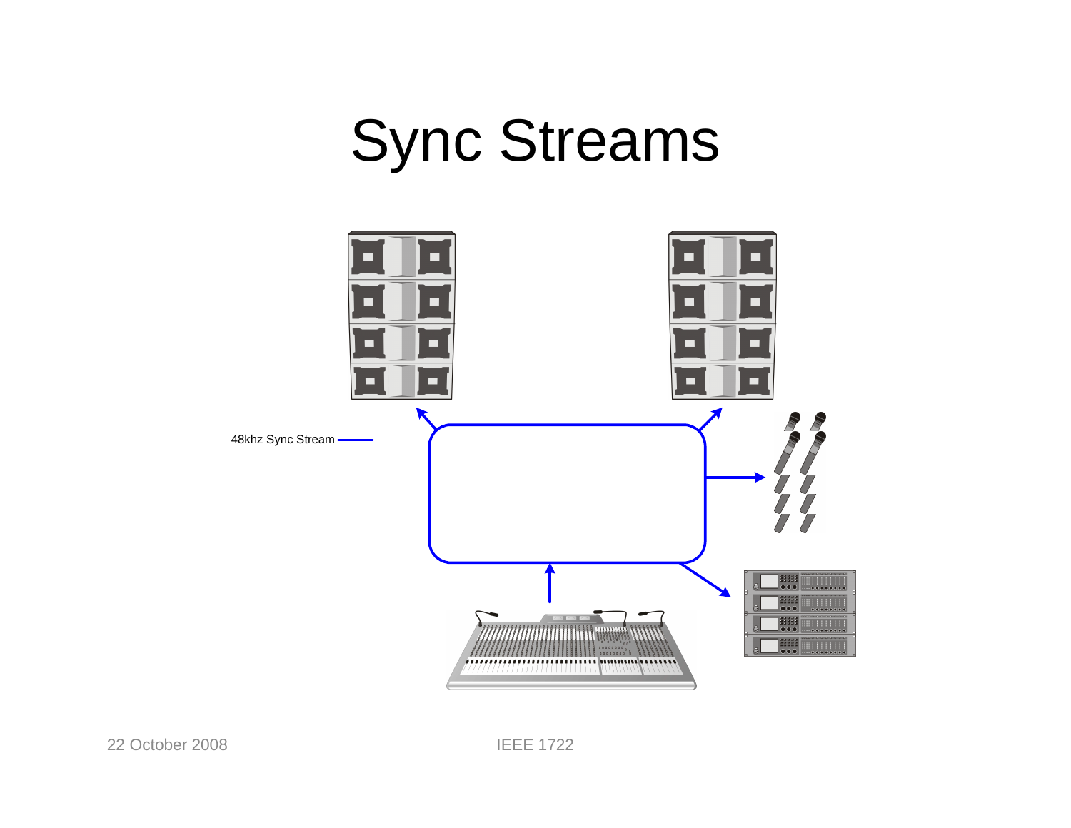# Sync Streams

48khz Sync Stream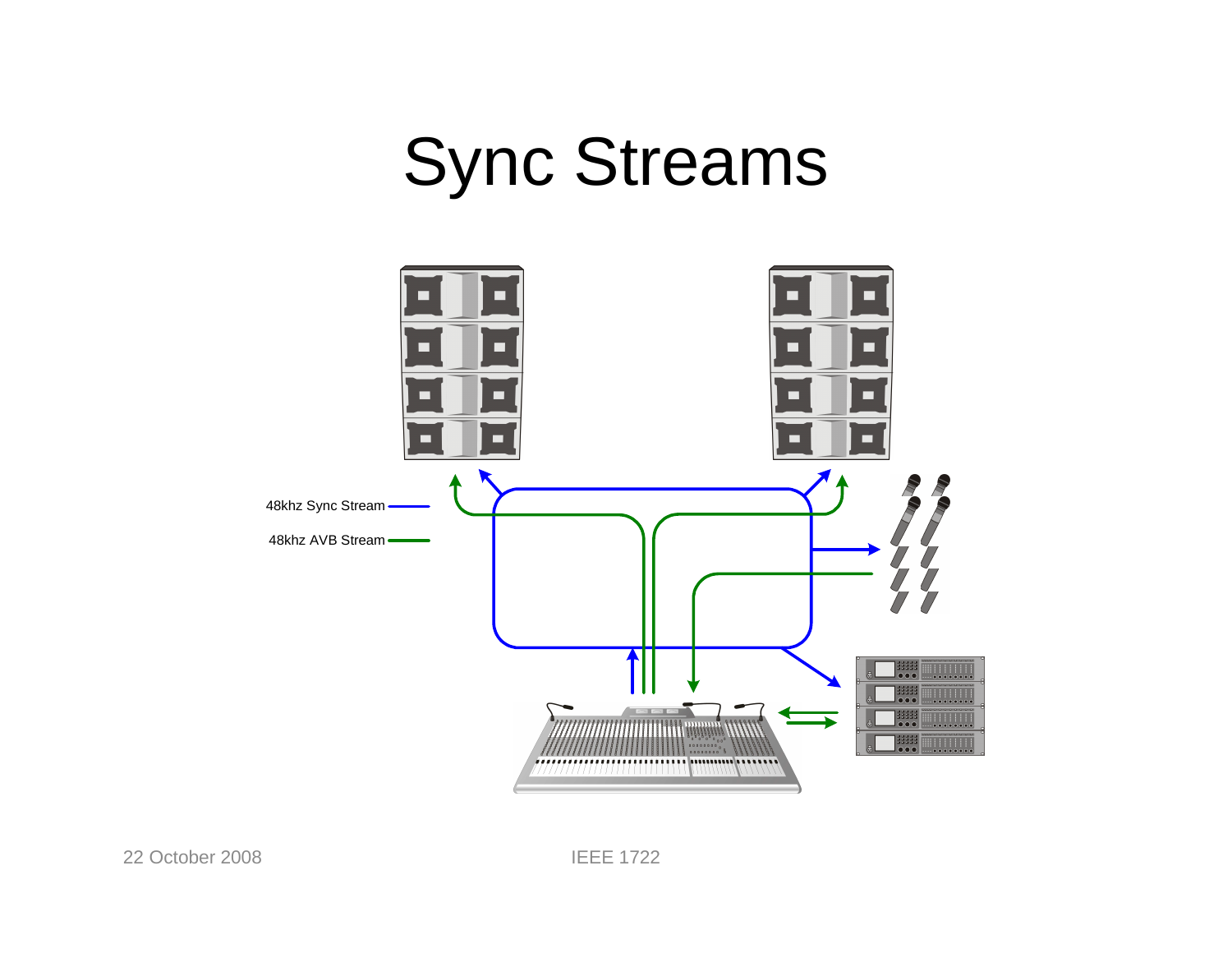# Sync Streams

48khz Sync Stream

48khz AVB Stream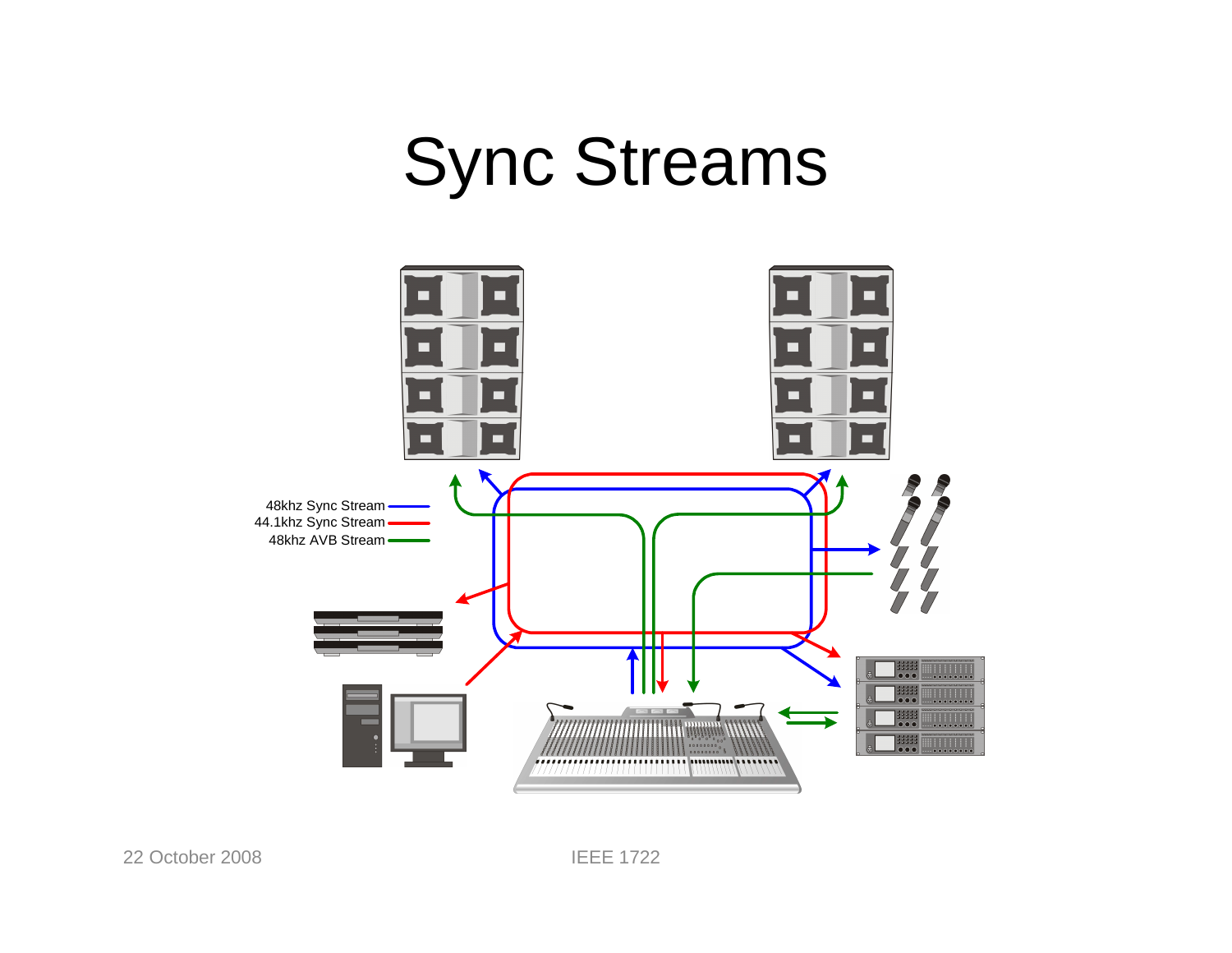# Sync Streams

48khz Sync Stream

44.1khz Sync Stream

48khz AVB Stream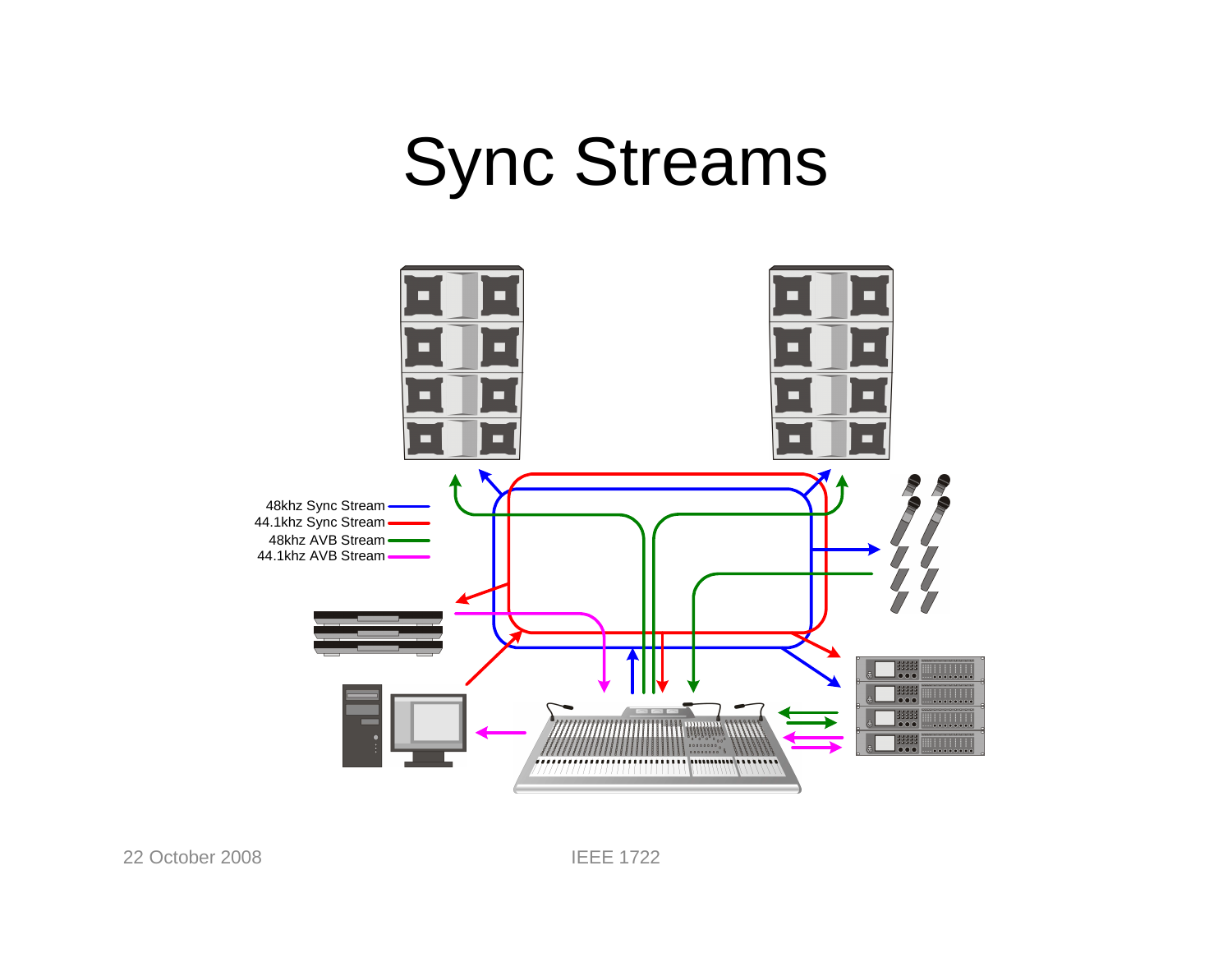# Sync Streams

48khz Sync Stream
44.1khz Sync Stream
48khz AVB Stream
44.1khz AVB Stream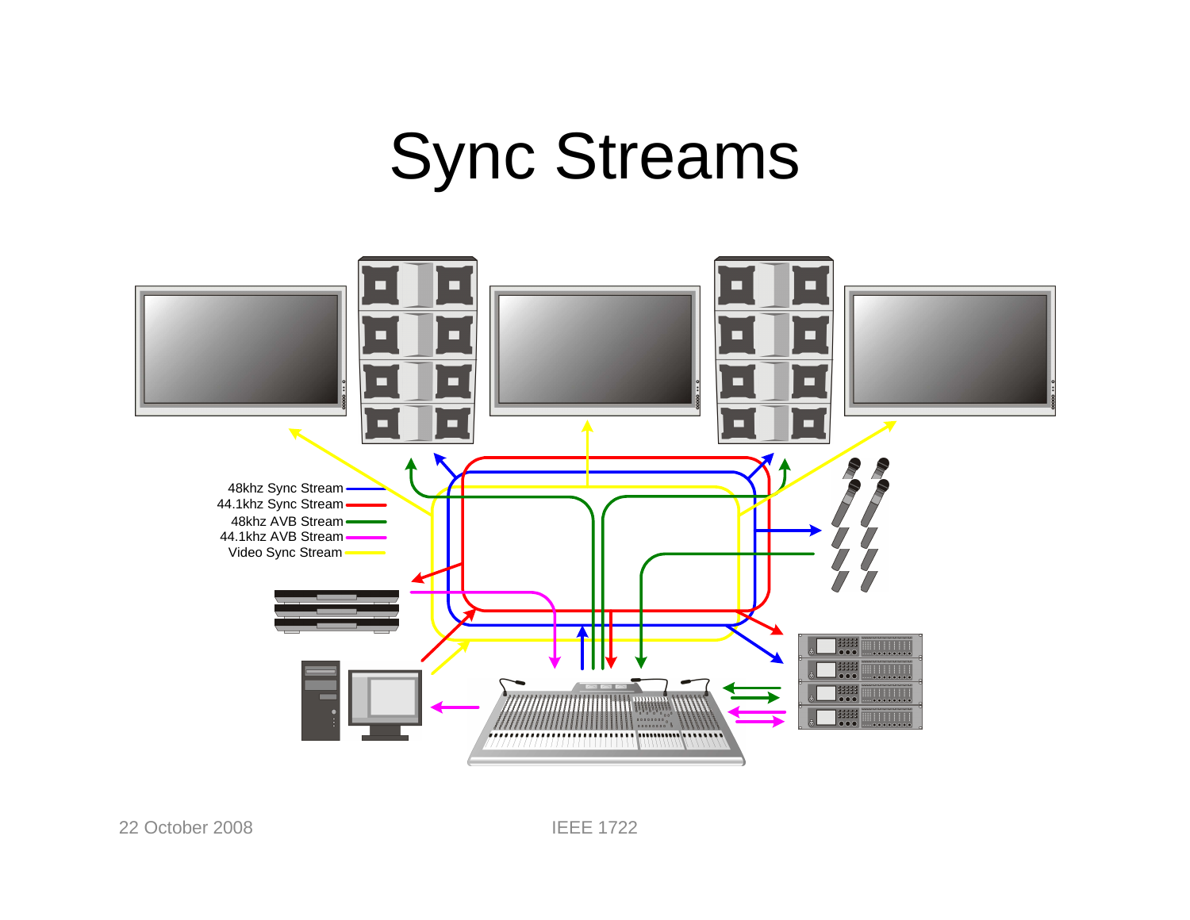# Sync Streams

- 48khz Sync Stream
- 44.1khz Sync Stream
- 48khz AVB Stream
- 44.1khz AVB Stream
- Video Sync Stream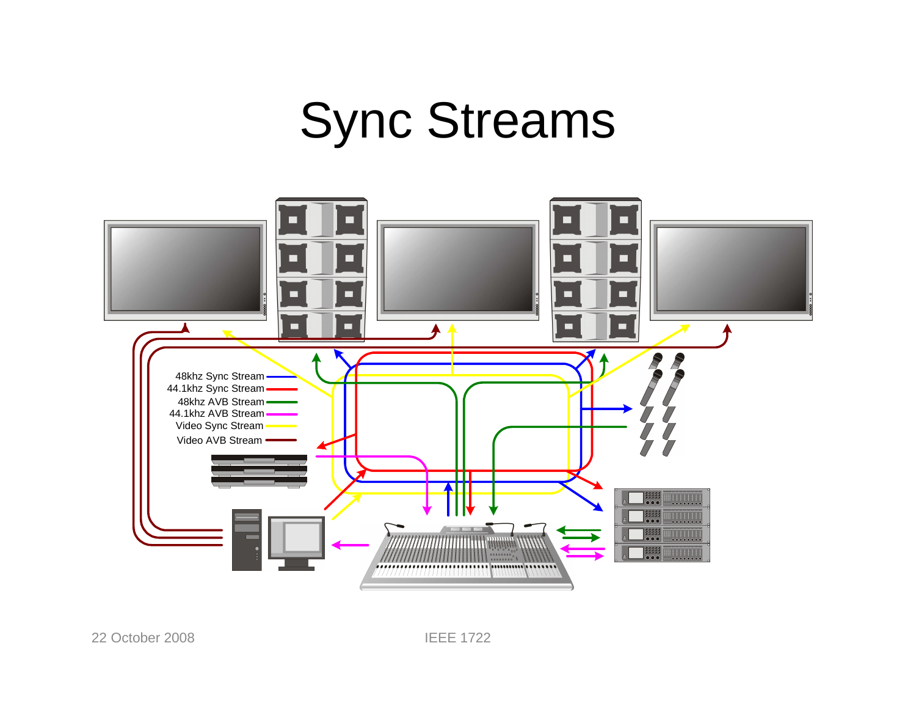# Sync Streams

48khz Sync Stream
44.1khz Sync Stream
48khz AVB Stream
44.1khz AVB Stream
Video Sync Stream
Video AVB Stream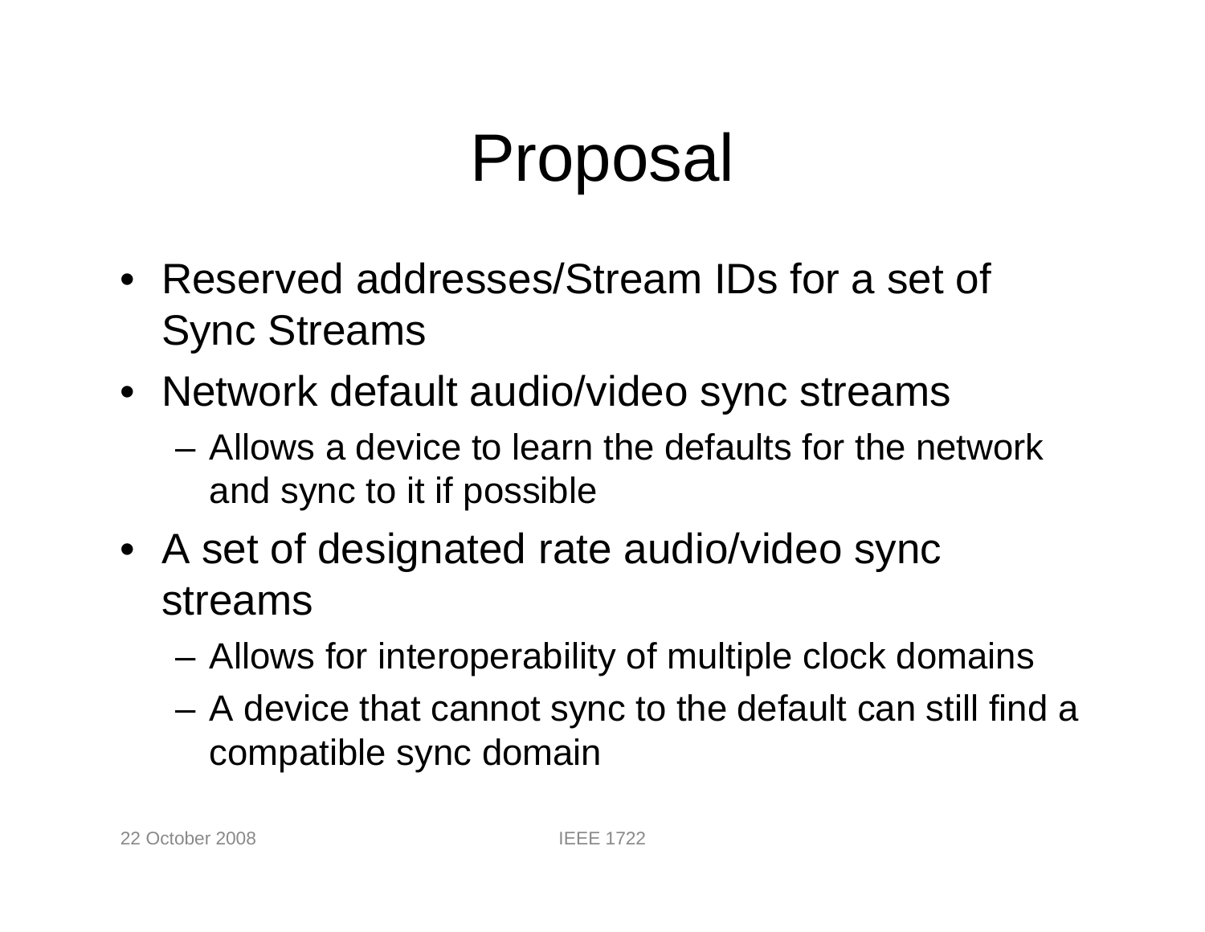# Proposal

- Reserved addresses/Stream IDs for a set of Sync Streams
- Network default audio/video sync streams
  - Allows a device to learn the defaults for the network and sync to it if possible
- A set of designated rate audio/video sync streams
  - Allows for interoperability of multiple clock domains
  - A device that cannot sync to the default can still find a compatible sync domain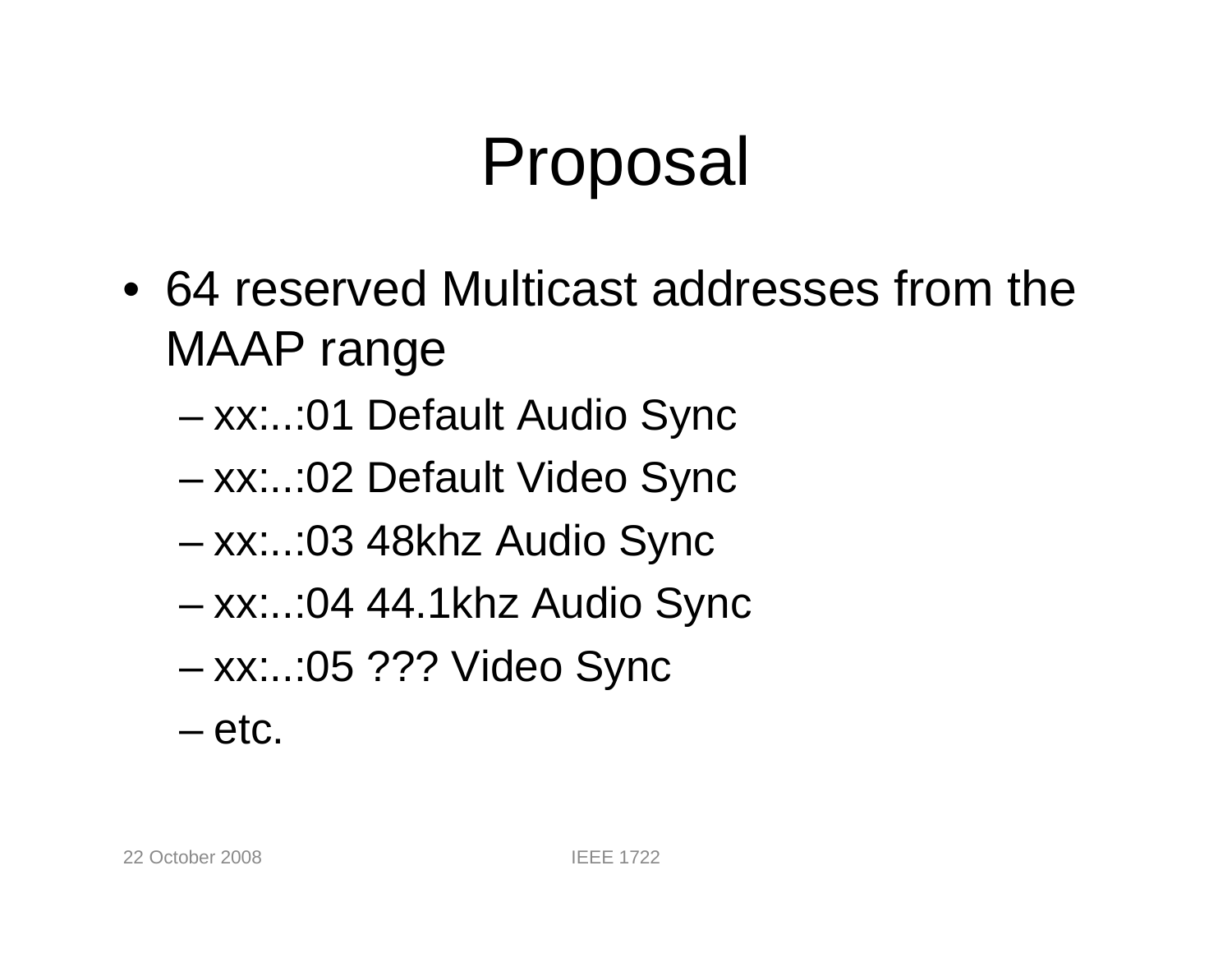# Proposal

- 64 reserved Multicast addresses from the MAAP range
  - xx:...:01 Default Audio Sync
  - xx:...:02 Default Video Sync
  - xx:...:03 48khz Audio Sync
  - xx:...:04 44.1khz Audio Sync
  - xx:...:05 ??? Video Sync
  - etc.